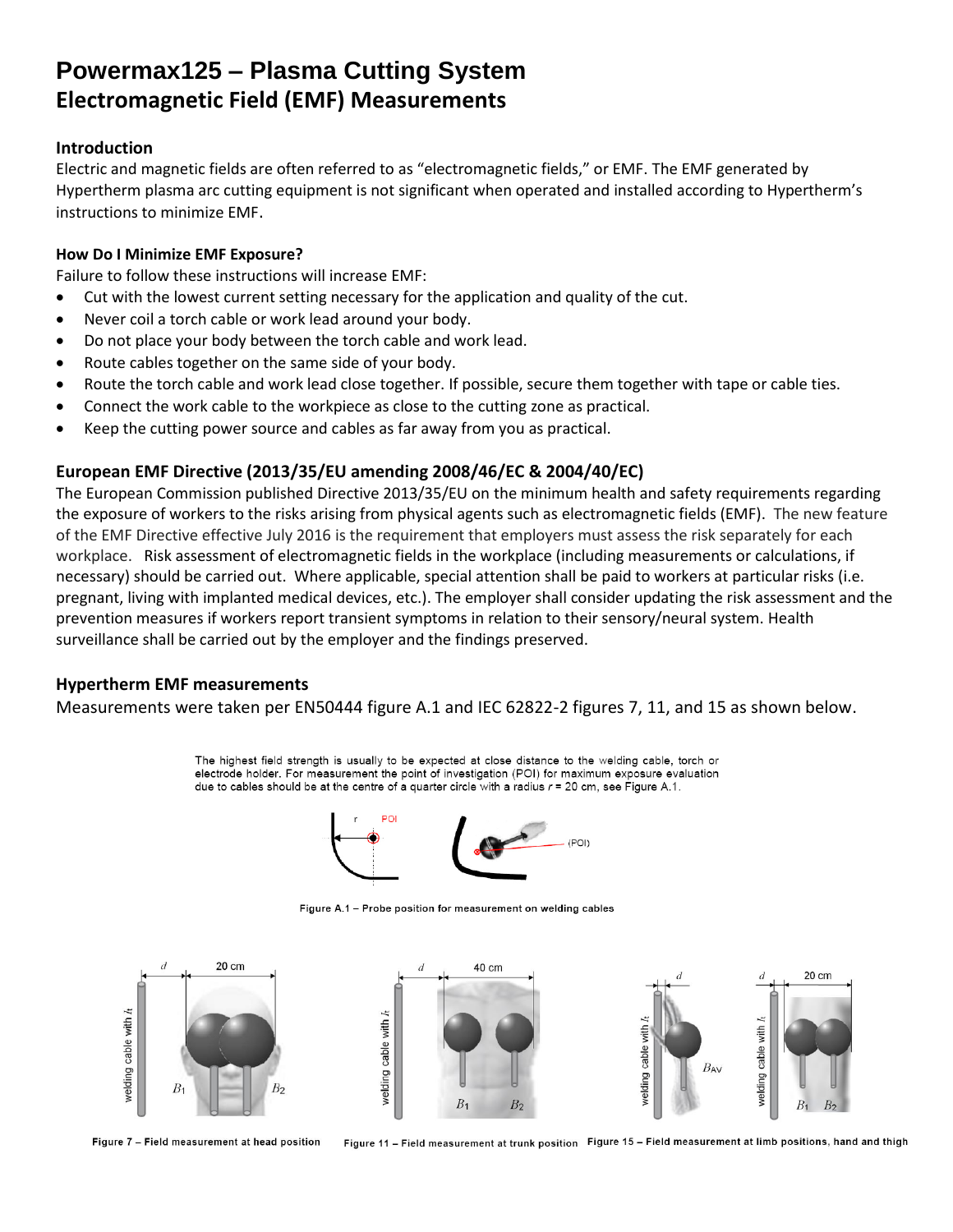# Powermax125 – Plasma Cutting System
## Electromagnetic Field (EMF) Measurements

### Introduction

Electric and magnetic fields are often referred to as "electromagnetic fields," or EMF. The EMF generated by Hypertherm plasma arc cutting equipment is not significant when operated and installed according to Hypertherm's instructions to minimize EMF.

### How Do I Minimize EMF Exposure?

Failure to follow these instructions will increase EMF:

- Cut with the lowest current setting necessary for the application and quality of the cut.
- Never coil a torch cable or work lead around your body.
- Do not place your body between the torch cable and work lead.
- Route cables together on the same side of your body.
- Route the torch cable and work lead close together. If possible, secure them together with tape or cable ties.
- Connect the work cable to the workpiece as close to the cutting zone as practical.
- Keep the cutting power source and cables as far away from you as practical.

### European EMF Directive (2013/35/EU amending 2008/46/EC & 2004/40/EC)

The European Commission published Directive 2013/35/EU on the minimum health and safety requirements regarding the exposure of workers to the risks arising from physical agents such as electromagnetic fields (EMF). The new feature of the EMF Directive effective July 2016 is the requirement that employers must assess the risk separately for each workplace. Risk assessment of electromagnetic fields in the workplace (including measurements or calculations, if necessary) should be carried out. Where applicable, special attention shall be paid to workers at particular risks (i.e. pregnant, living with implanted medical devices, etc.). The employer shall consider updating the risk assessment and the prevention measures if workers report transient symptoms in relation to their sensory/neural system. Health surveillance shall be carried out by the employer and the findings preserved.

### Hypertherm EMF measurements

Measurements were taken per EN50444 figure A.1 and IEC 62822-2 figures 7, 11, and 15 as shown below.

The highest field strength is usually to be expected at close distance to the welding cable, torch or electrode holder. For measurement the point of investigation (POI) for maximum exposure evaluation due to cables should be at the centre of a quarter circle with a radius $r$ = 20 cm, see Figure A.1.

Figure A.1 – Probe position for measurement on welding cables

Figure 7 – Field measurement at head position

Figure 11 – Field measurement at trunk position

Figure 15 – Field measurement at limb positions, hand and thigh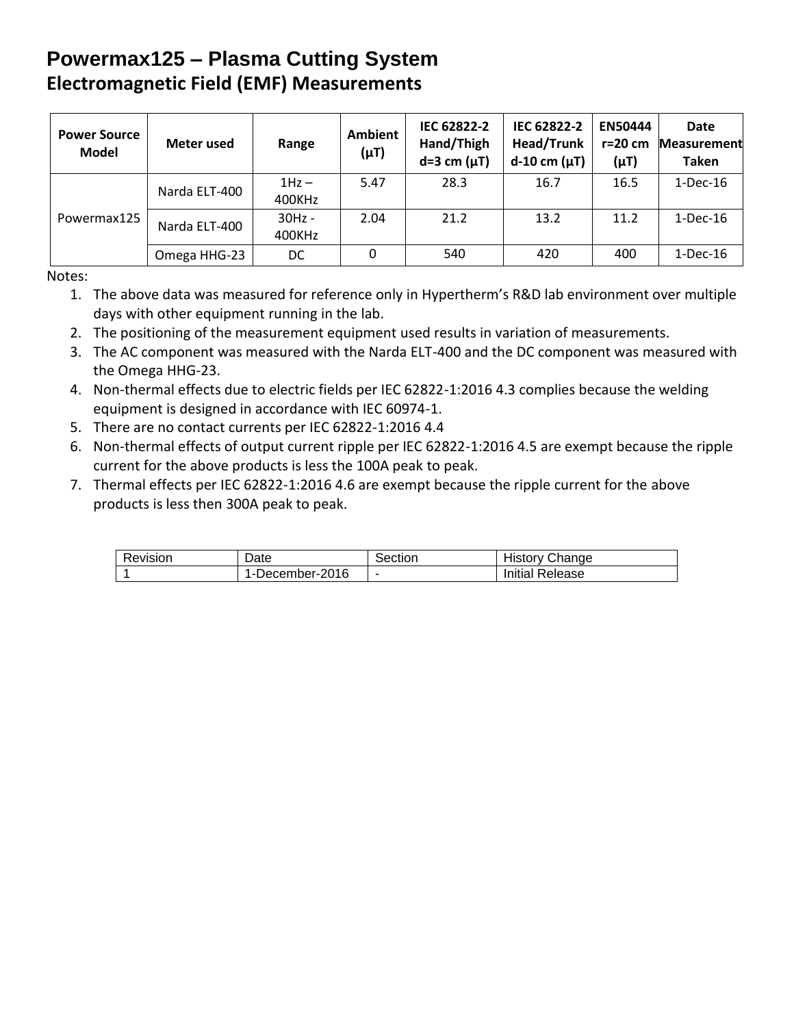# Powermax125 – Plasma Cutting System

## Electromagnetic Field (EMF) Measurements

| Power Source Model | Meter used | Range | Ambient (μT) | IEC 62822-2 Hand/Thigh d=3 cm (μT) | IEC 62822-2 Head/Trunk d-10 cm (μT) | EN50444 r=20 cm (μT) | Date Measurement Taken |
|---|---|---|---|---|---|---|---|
| Powermax125 | Narda ELT-400 | 1Hz – 400KHz | 5.47 | 28.3 | 16.7 | 16.5 | 1-Dec-16 |
| | Narda ELT-400 | 30Hz - 400KHz | 2.04 | 21.2 | 13.2 | 11.2 | 1-Dec-16 |
| | Omega HHG-23 | DC | 0 | 540 | 420 | 400 | 1-Dec-16 |

Notes:

1. The above data was measured for reference only in Hypertherm's R&D lab environment over multiple days with other equipment running in the lab.
2. The positioning of the measurement equipment used results in variation of measurements.
3. The AC component was measured with the Narda ELT-400 and the DC component was measured with the Omega HHG-23.
4. Non-thermal effects due to electric fields per IEC 62822-1:2016 4.3 complies because the welding equipment is designed in accordance with IEC 60974-1.
5. There are no contact currents per IEC 62822-1:2016 4.4
6. Non-thermal effects of output current ripple per IEC 62822-1:2016 4.5 are exempt because the ripple current for the above products is less the 100A peak to peak.
7. Thermal effects per IEC 62822-1:2016 4.6 are exempt because the ripple current for the above products is less then 300A peak to peak.

| Revision | Date | Section | History Change |
|---|---|---|---|
| 1 | 1-December-2016 | - | Initial Release |